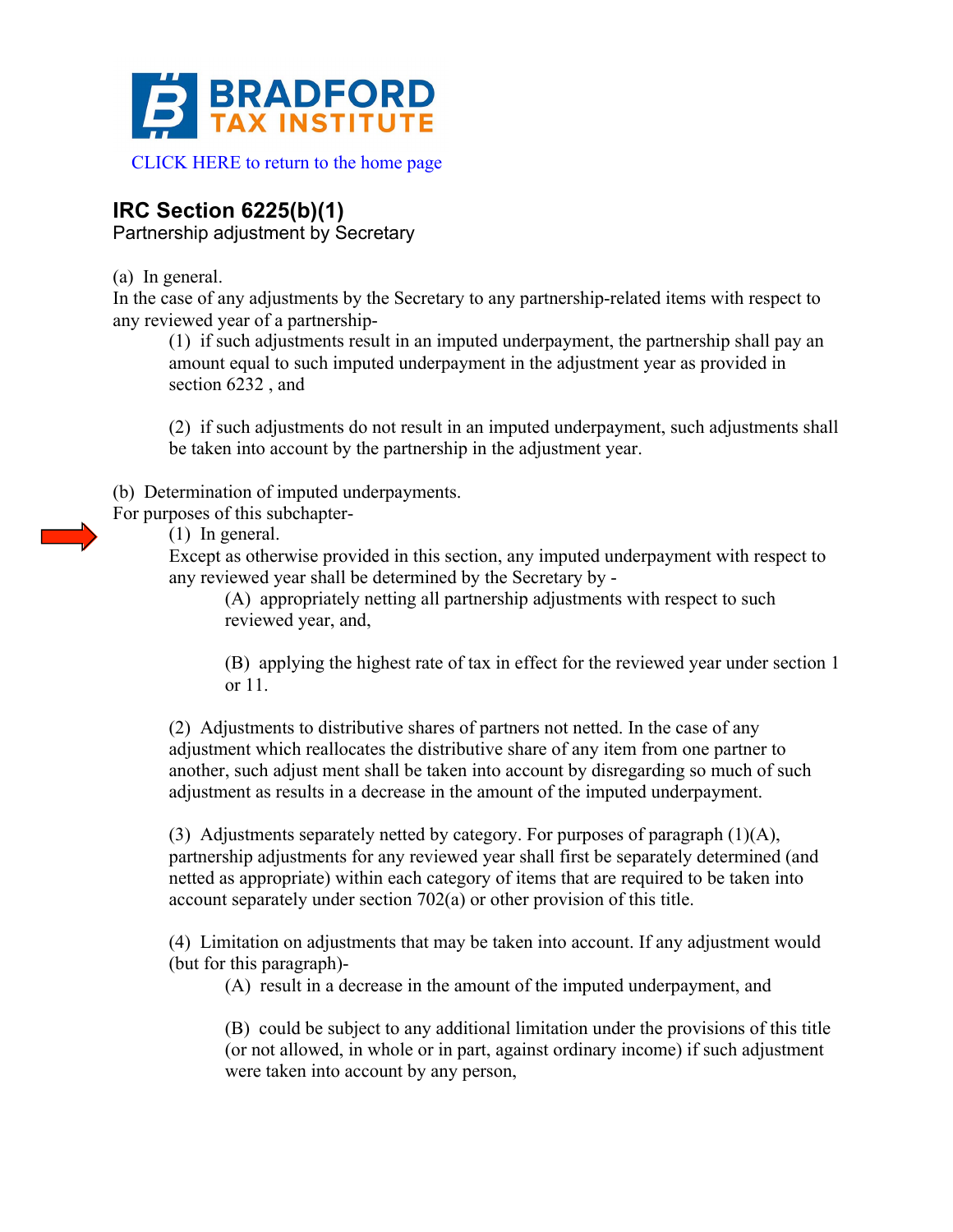CLICK HERE to return to the home page

## IRC Section 6225(b)(1)

Partnership adjustment by Secretary

(a) In general.
In the case of any adjustments by the Secretary to any partnership-related items with respect to any reviewed year of a partnership-

(1) if such adjustments result in an imputed underpayment, the partnership shall pay an amount equal to such imputed underpayment in the adjustment year as provided in section 6232 , and

(2) if such adjustments do not result in an imputed underpayment, such adjustments shall be taken into account by the partnership in the adjustment year.

(b) Determination of imputed underpayments.
For purposes of this subchapter-

(1) In general.
Except as otherwise provided in this section, any imputed underpayment with respect to any reviewed year shall be determined by the Secretary by -

(A) appropriately netting all partnership adjustments with respect to such reviewed year, and,

(B) applying the highest rate of tax in effect for the reviewed year under section 1 or 11.

(2) Adjustments to distributive shares of partners not netted. In the case of any adjustment which reallocates the distributive share of any item from one partner to another, such adjust ment shall be taken into account by disregarding so much of such adjustment as results in a decrease in the amount of the imputed underpayment.

(3) Adjustments separately netted by category. For purposes of paragraph (1)(A), partnership adjustments for any reviewed year shall first be separately determined (and netted as appropriate) within each category of items that are required to be taken into account separately under section 702(a) or other provision of this title.

(4) Limitation on adjustments that may be taken into account. If any adjustment would (but for this paragraph)-

(A) result in a decrease in the amount of the imputed underpayment, and

(B) could be subject to any additional limitation under the provisions of this title (or not allowed, in whole or in part, against ordinary income) if such adjustment were taken into account by any person,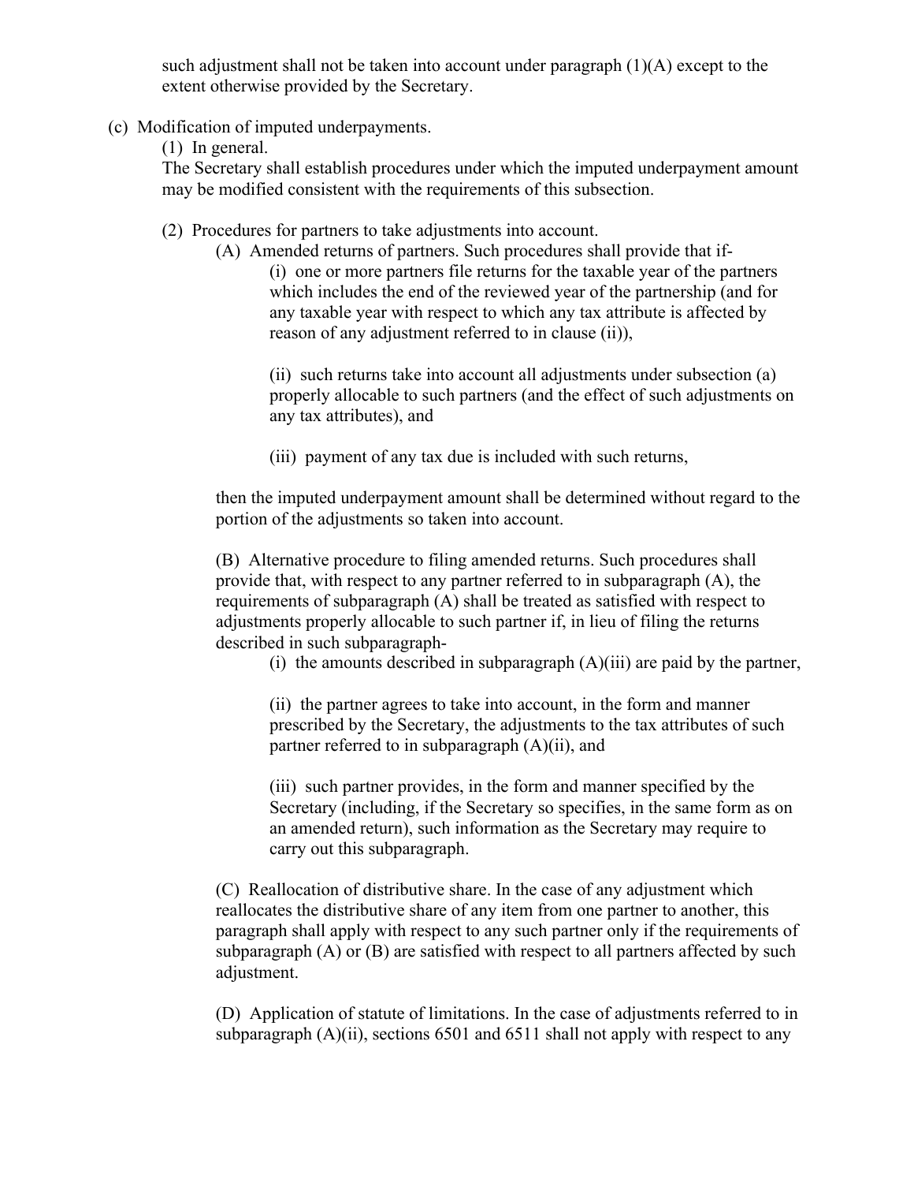such adjustment shall not be taken into account under paragraph (1)(A) except to the extent otherwise provided by the Secretary.

(c) Modification of imputed underpayments.

(1) In general.

The Secretary shall establish procedures under which the imputed underpayment amount may be modified consistent with the requirements of this subsection.

(2) Procedures for partners to take adjustments into account.

(A) Amended returns of partners. Such procedures shall provide that if-

(i) one or more partners file returns for the taxable year of the partners which includes the end of the reviewed year of the partnership (and for any taxable year with respect to which any tax attribute is affected by reason of any adjustment referred to in clause (ii)),

(ii) such returns take into account all adjustments under subsection (a) properly allocable to such partners (and the effect of such adjustments on any tax attributes), and

(iii) payment of any tax due is included with such returns,

then the imputed underpayment amount shall be determined without regard to the portion of the adjustments so taken into account.

(B) Alternative procedure to filing amended returns. Such procedures shall provide that, with respect to any partner referred to in subparagraph (A), the requirements of subparagraph (A) shall be treated as satisfied with respect to adjustments properly allocable to such partner if, in lieu of filing the returns described in such subparagraph-

(i) the amounts described in subparagraph (A)(iii) are paid by the partner,

(ii) the partner agrees to take into account, in the form and manner prescribed by the Secretary, the adjustments to the tax attributes of such partner referred to in subparagraph (A)(ii), and

(iii) such partner provides, in the form and manner specified by the Secretary (including, if the Secretary so specifies, in the same form as on an amended return), such information as the Secretary may require to carry out this subparagraph.

(C) Reallocation of distributive share. In the case of any adjustment which reallocates the distributive share of any item from one partner to another, this paragraph shall apply with respect to any such partner only if the requirements of subparagraph (A) or (B) are satisfied with respect to all partners affected by such adjustment.

(D) Application of statute of limitations. In the case of adjustments referred to in subparagraph (A)(ii), sections 6501 and 6511 shall not apply with respect to any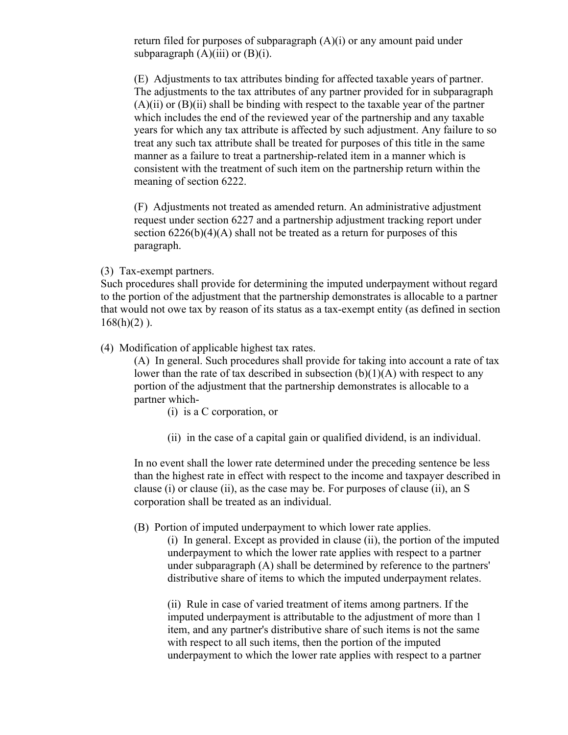return filed for purposes of subparagraph (A)(i) or any amount paid under subparagraph (A)(iii) or (B)(i).

(E) Adjustments to tax attributes binding for affected taxable years of partner. The adjustments to the tax attributes of any partner provided for in subparagraph (A)(ii) or (B)(ii) shall be binding with respect to the taxable year of the partner which includes the end of the reviewed year of the partnership and any taxable years for which any tax attribute is affected by such adjustment. Any failure to so treat any such tax attribute shall be treated for purposes of this title in the same manner as a failure to treat a partnership-related item in a manner which is consistent with the treatment of such item on the partnership return within the meaning of section 6222.

(F) Adjustments not treated as amended return. An administrative adjustment request under section 6227 and a partnership adjustment tracking report under section 6226(b)(4)(A) shall not be treated as a return for purposes of this paragraph.

(3) Tax-exempt partners.

Such procedures shall provide for determining the imputed underpayment without regard to the portion of the adjustment that the partnership demonstrates is allocable to a partner that would not owe tax by reason of its status as a tax-exempt entity (as defined in section 168(h)(2) ).

(4) Modification of applicable highest tax rates.

(A) In general. Such procedures shall provide for taking into account a rate of tax lower than the rate of tax described in subsection (b)(1)(A) with respect to any portion of the adjustment that the partnership demonstrates is allocable to a partner which-

(i) is a C corporation, or

(ii) in the case of a capital gain or qualified dividend, is an individual.

In no event shall the lower rate determined under the preceding sentence be less than the highest rate in effect with respect to the income and taxpayer described in clause (i) or clause (ii), as the case may be. For purposes of clause (ii), an S corporation shall be treated as an individual.

(B) Portion of imputed underpayment to which lower rate applies.

(i) In general. Except as provided in clause (ii), the portion of the imputed underpayment to which the lower rate applies with respect to a partner under subparagraph (A) shall be determined by reference to the partners' distributive share of items to which the imputed underpayment relates.

(ii) Rule in case of varied treatment of items among partners. If the imputed underpayment is attributable to the adjustment of more than 1 item, and any partner's distributive share of such items is not the same with respect to all such items, then the portion of the imputed underpayment to which the lower rate applies with respect to a partner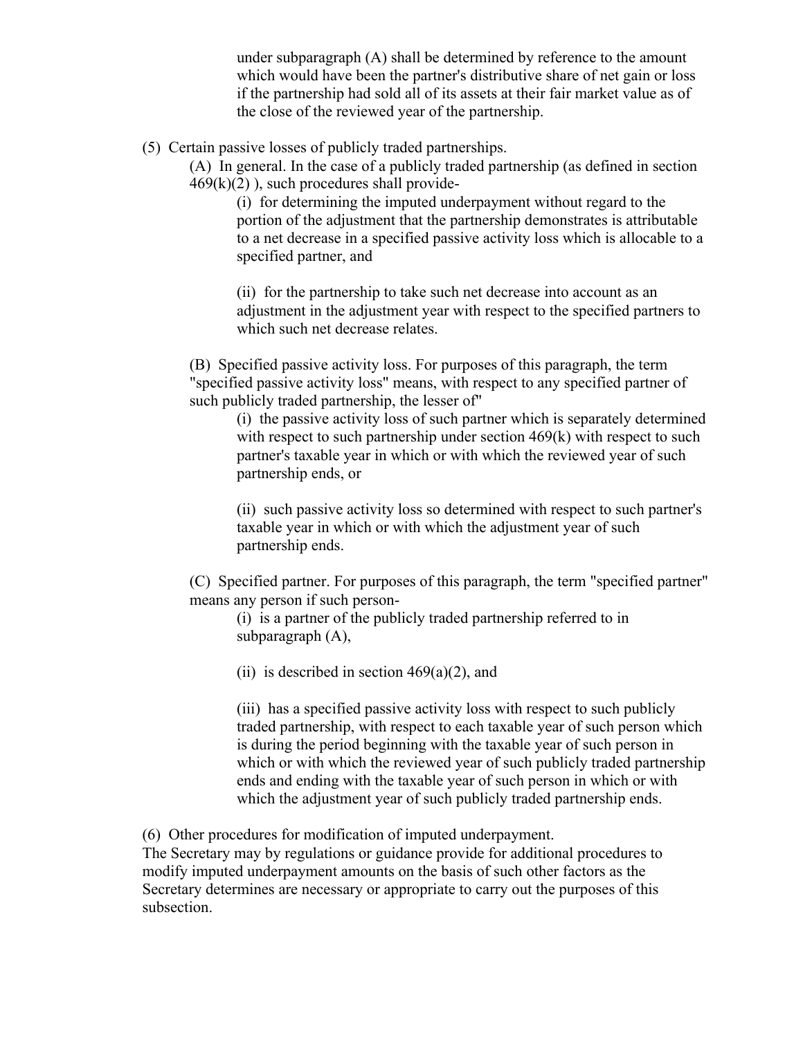under subparagraph (A) shall be determined by reference to the amount which would have been the partner's distributive share of net gain or loss if the partnership had sold all of its assets at their fair market value as of the close of the reviewed year of the partnership.

(5) Certain passive losses of publicly traded partnerships.

(A) In general. In the case of a publicly traded partnership (as defined in section 469(k)(2) ), such procedures shall provide-

(i) for determining the imputed underpayment without regard to the portion of the adjustment that the partnership demonstrates is attributable to a net decrease in a specified passive activity loss which is allocable to a specified partner, and

(ii) for the partnership to take such net decrease into account as an adjustment in the adjustment year with respect to the specified partners to which such net decrease relates.

(B) Specified passive activity loss. For purposes of this paragraph, the term "specified passive activity loss" means, with respect to any specified partner of such publicly traded partnership, the lesser of"

(i) the passive activity loss of such partner which is separately determined with respect to such partnership under section 469(k) with respect to such partner's taxable year in which or with which the reviewed year of such partnership ends, or

(ii) such passive activity loss so determined with respect to such partner's taxable year in which or with which the adjustment year of such partnership ends.

(C) Specified partner. For purposes of this paragraph, the term "specified partner" means any person if such person-

(i) is a partner of the publicly traded partnership referred to in subparagraph (A),

(ii) is described in section 469(a)(2), and

(iii) has a specified passive activity loss with respect to such publicly traded partnership, with respect to each taxable year of such person which is during the period beginning with the taxable year of such person in which or with which the reviewed year of such publicly traded partnership ends and ending with the taxable year of such person in which or with which the adjustment year of such publicly traded partnership ends.

(6) Other procedures for modification of imputed underpayment.

The Secretary may by regulations or guidance provide for additional procedures to modify imputed underpayment amounts on the basis of such other factors as the Secretary determines are necessary or appropriate to carry out the purposes of this subsection.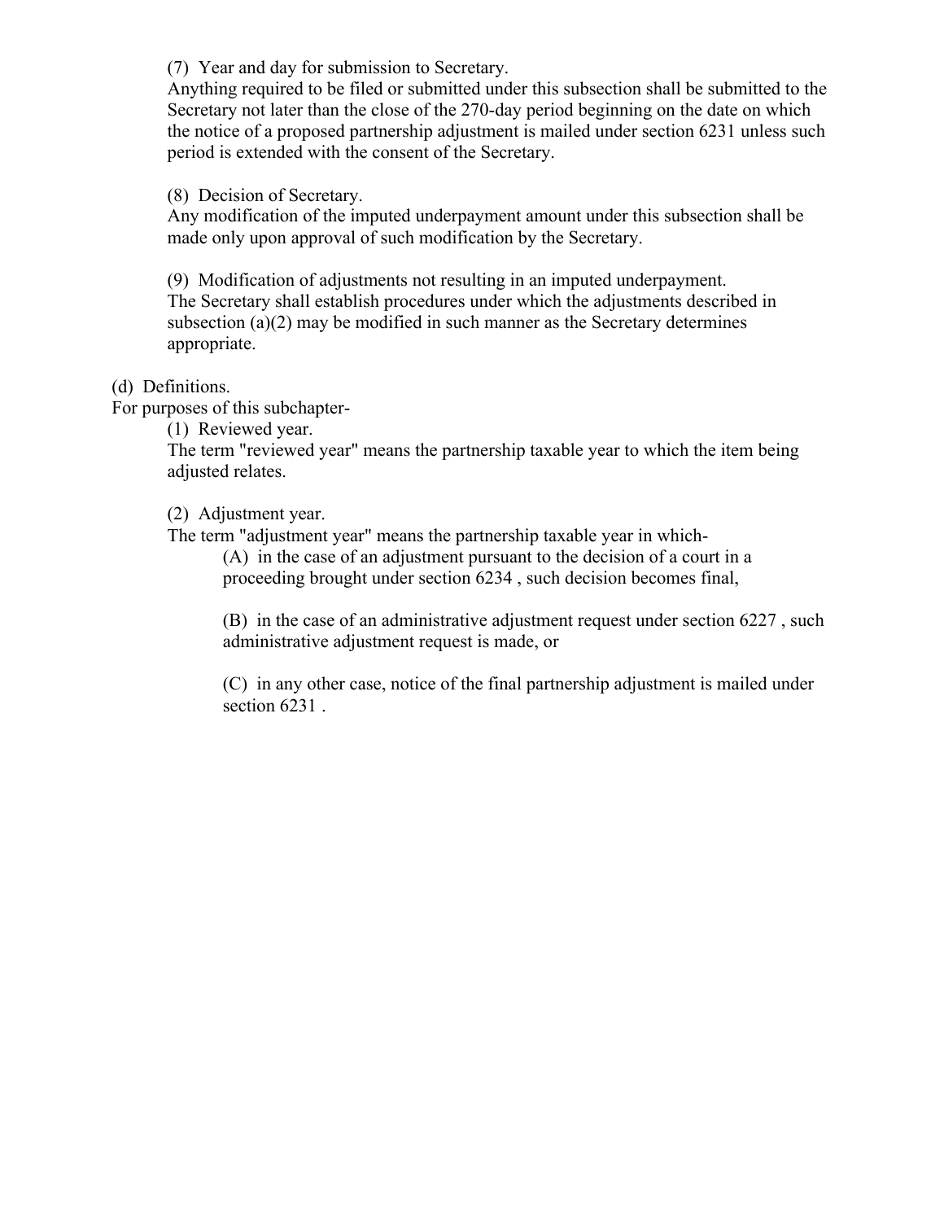(7) Year and day for submission to Secretary.

Anything required to be filed or submitted under this subsection shall be submitted to the Secretary not later than the close of the 270-day period beginning on the date on which the notice of a proposed partnership adjustment is mailed under section 6231 unless such period is extended with the consent of the Secretary.

(8) Decision of Secretary.

Any modification of the imputed underpayment amount under this subsection shall be made only upon approval of such modification by the Secretary.

(9) Modification of adjustments not resulting in an imputed underpayment.

The Secretary shall establish procedures under which the adjustments described in subsection (a)(2) may be modified in such manner as the Secretary determines appropriate.

(d) Definitions.

For purposes of this subchapter-

(1) Reviewed year.

The term "reviewed year" means the partnership taxable year to which the item being adjusted relates.

(2) Adjustment year.

The term "adjustment year" means the partnership taxable year in which-

(A) in the case of an adjustment pursuant to the decision of a court in a proceeding brought under section 6234 , such decision becomes final,

(B) in the case of an administrative adjustment request under section 6227 , such administrative adjustment request is made, or

(C) in any other case, notice of the final partnership adjustment is mailed under section 6231 .